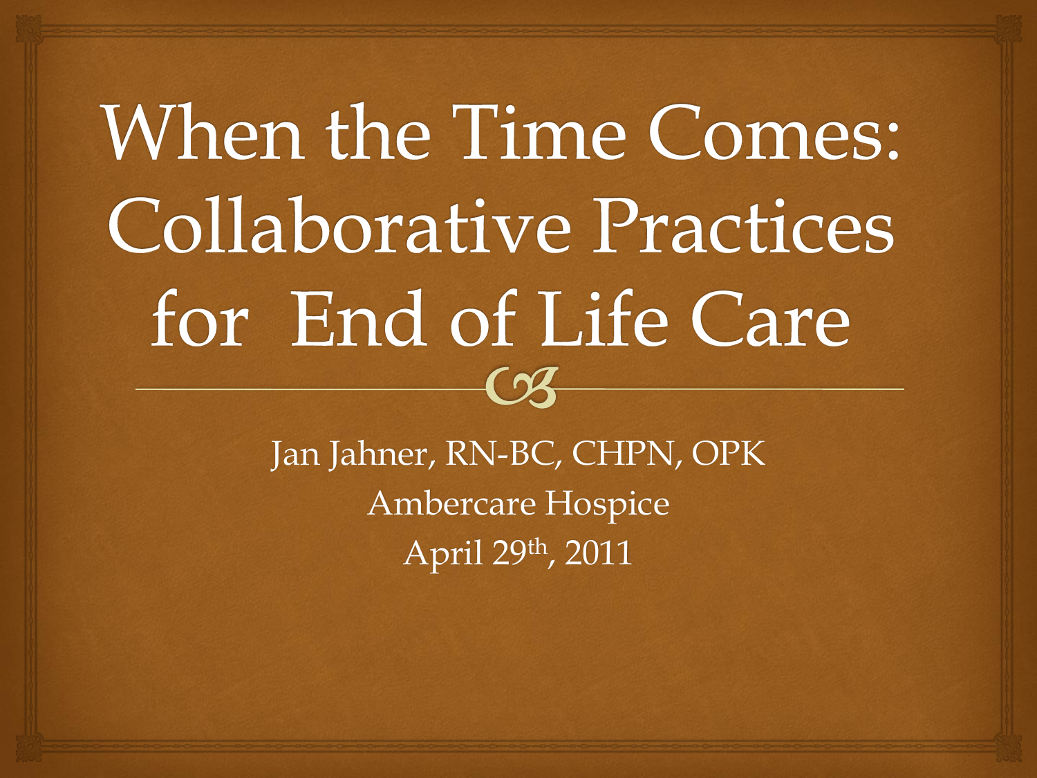# When the Time Comes: Collaborative Practices for End of Life Care

Jan Jahner, RN-BC, CHPN, OPK

Ambercare Hospice

April 29th, 2011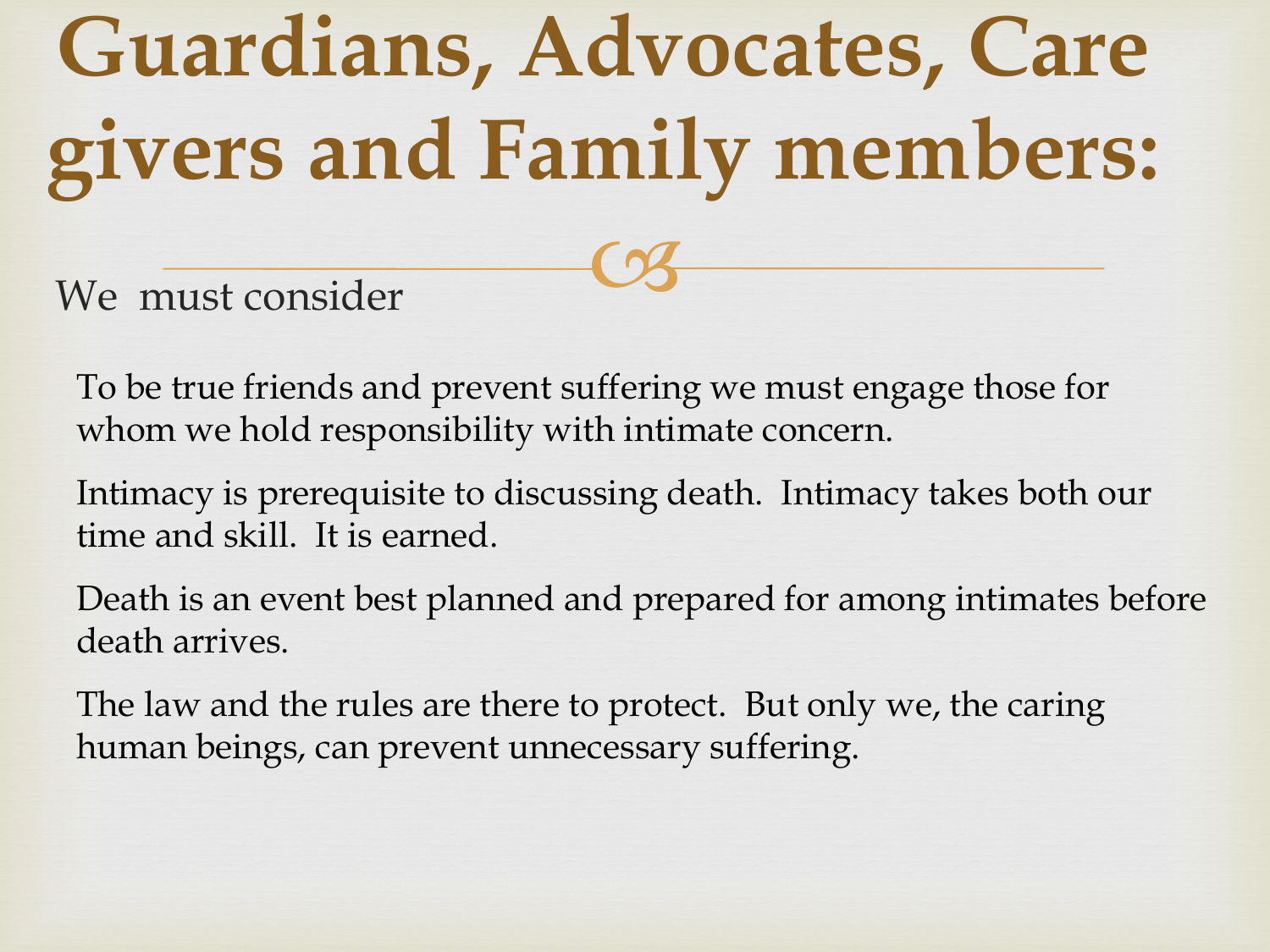# Guardians, Advocates, Care givers and Family members:

We must consider

To be true friends and prevent suffering we must engage those for whom we hold responsibility with intimate concern.

Intimacy is prerequisite to discussing death. Intimacy takes both our time and skill. It is earned.

Death is an event best planned and prepared for among intimates before death arrives.

The law and the rules are there to protect. But only we, the caring human beings, can prevent unnecessary suffering.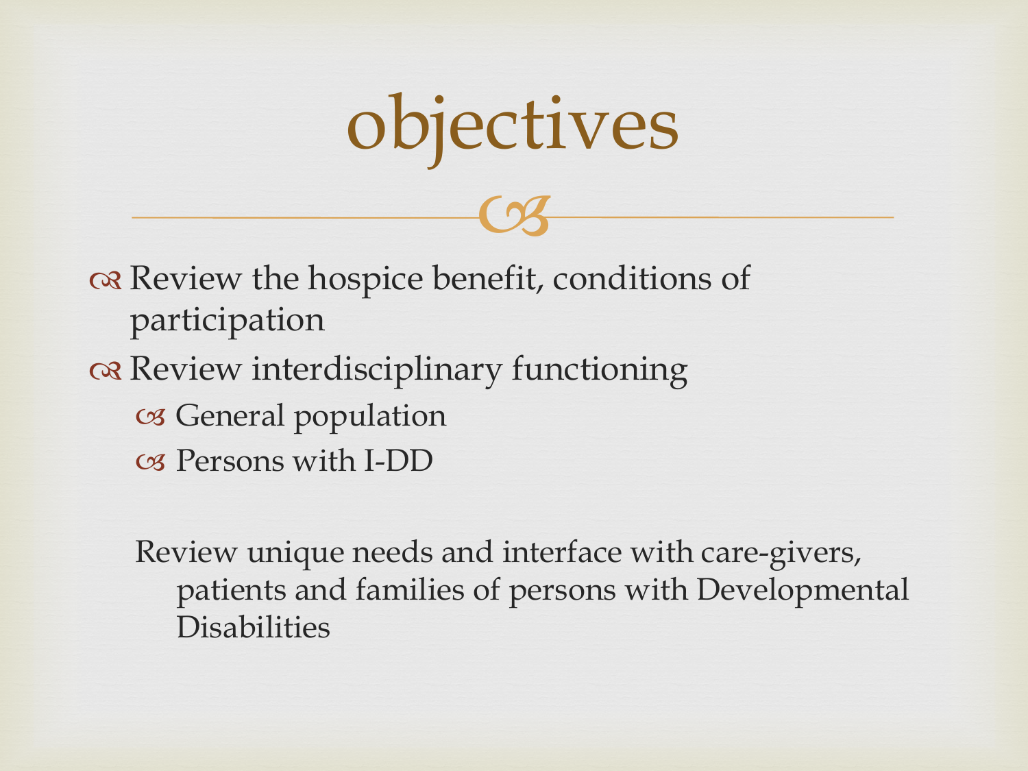# objectives

- Review the hospice benefit, conditions of participation
- Review interdisciplinary functioning
  - General population
  - Persons with I-DD

Review unique needs and interface with care-givers, patients and families of persons with Developmental Disabilities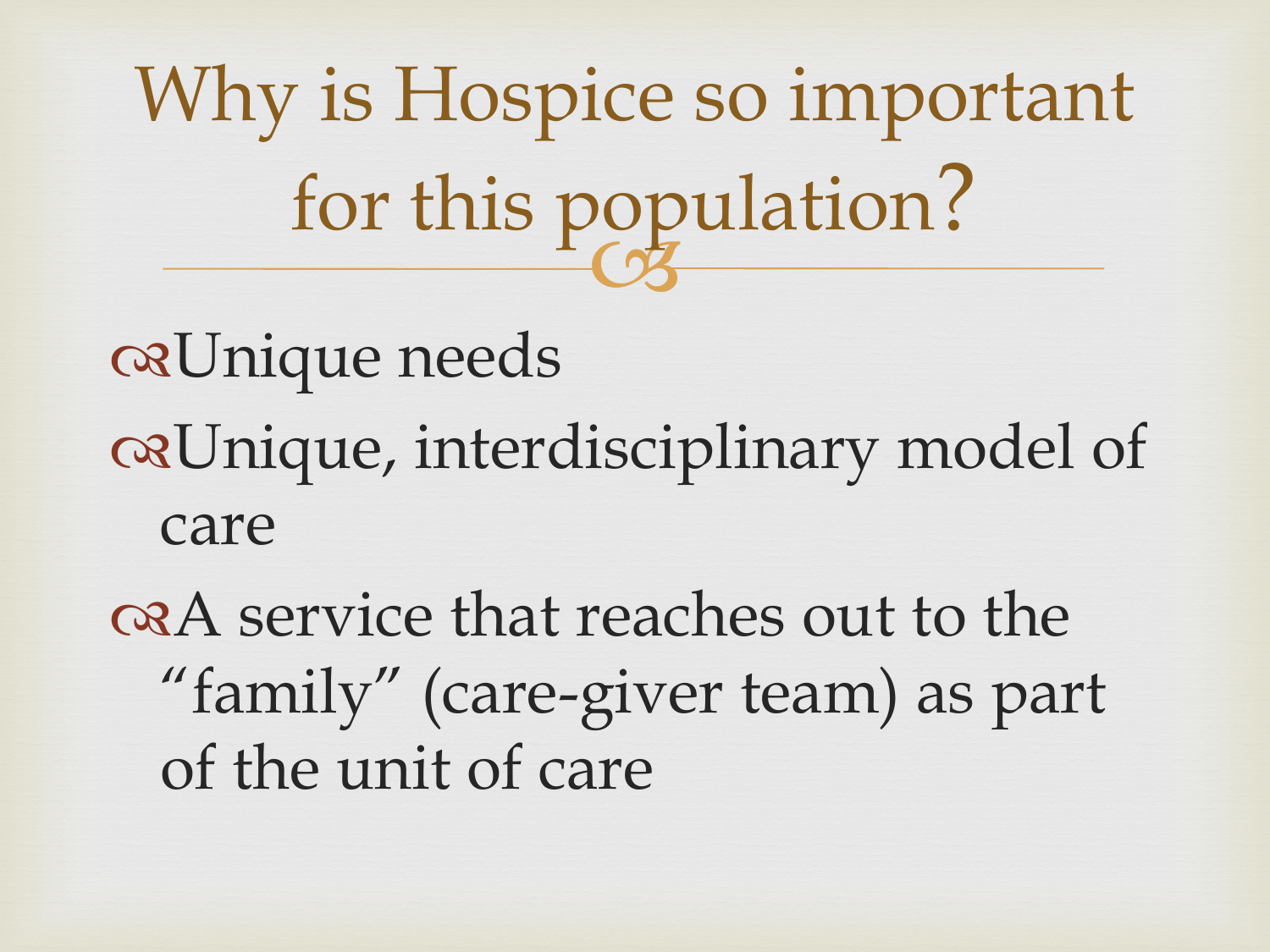# Why is Hospice so important for this population?

- Unique needs
- Unique, interdisciplinary model of care
- A service that reaches out to the "family" (care-giver team) as part of the unit of care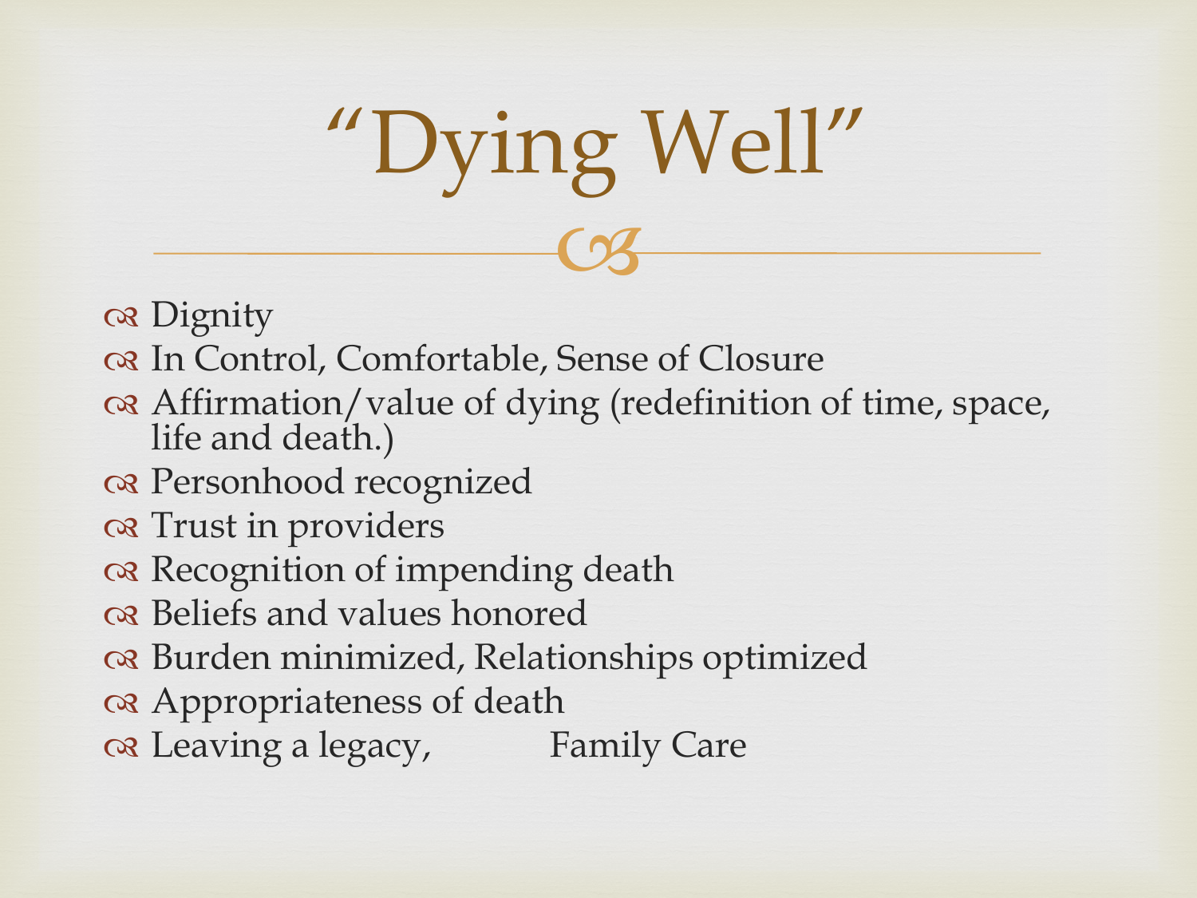# "Dying Well"

- Dignity
- In Control, Comfortable, Sense of Closure
- Affirmation/value of dying (redefinition of time, space, life and death.)
- Personhood recognized
- Trust in providers
- Recognition of impending death
- Beliefs and values honored
- Burden minimized, Relationships optimized
- Appropriateness of death
- Leaving a legacy, Family Care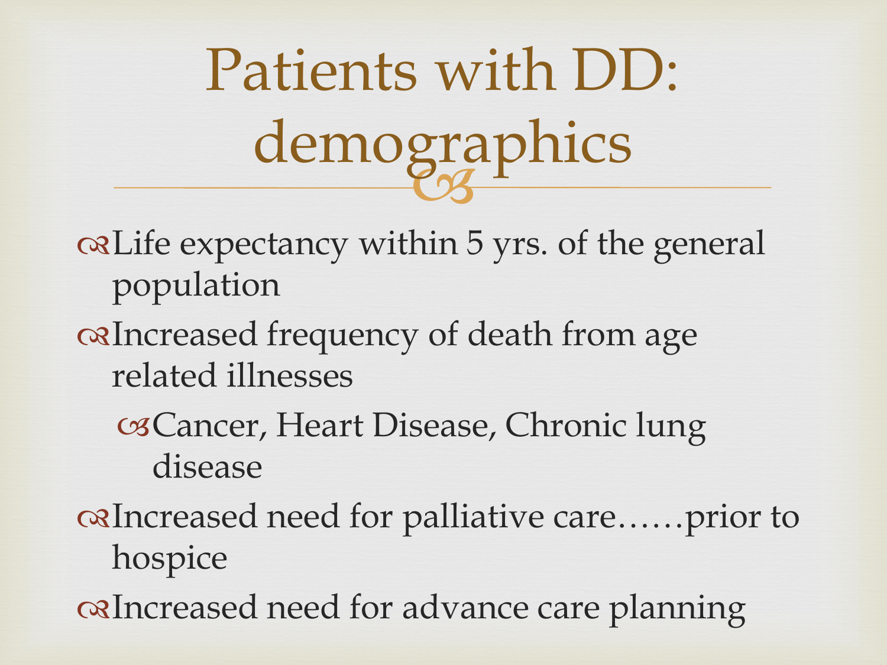# Patients with DD: demographics

- Life expectancy within 5 yrs. of the general population
- Increased frequency of death from age related illnesses
  - Cancer, Heart Disease, Chronic lung disease
- Increased need for palliative care……prior to hospice
- Increased need for advance care planning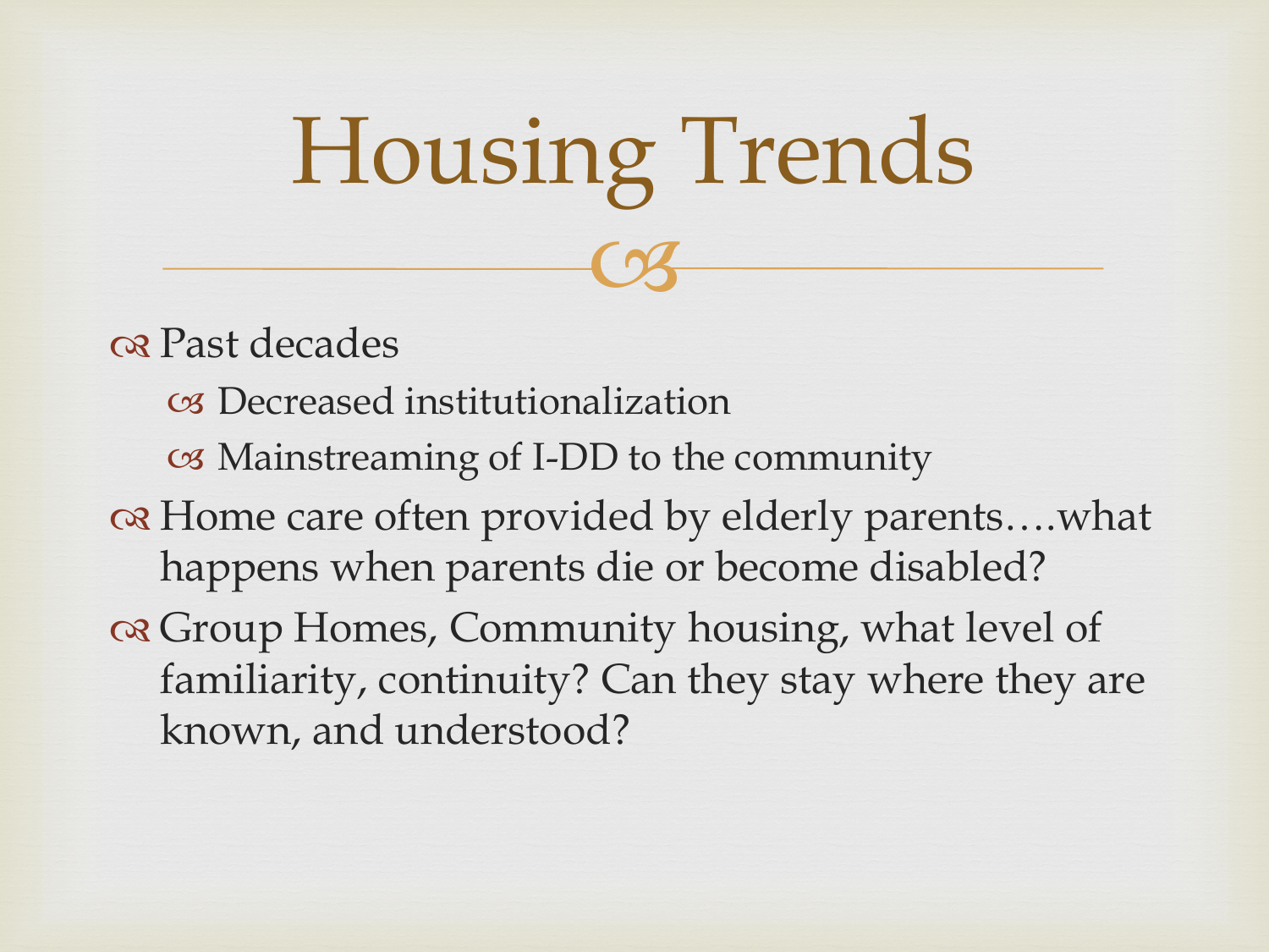# Housing Trends

- Past decades
  - Decreased institutionalization
  - Mainstreaming of I-DD to the community
- Home care often provided by elderly parents….what happens when parents die or become disabled?
- Group Homes, Community housing, what level of familiarity, continuity? Can they stay where they are known, and understood?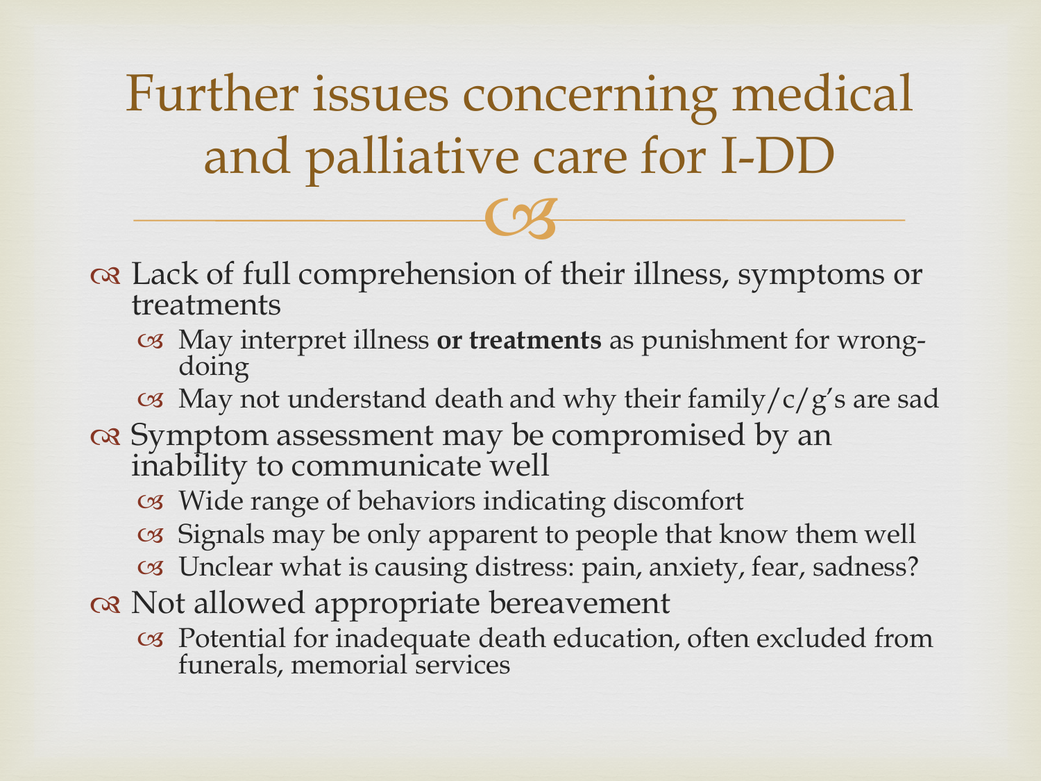# Further issues concerning medical and palliative care for I-DD

- Lack of full comprehension of their illness, symptoms or treatments
  - May interpret illness **or treatments** as punishment for wrong-doing
  - May not understand death and why their family/c/g's are sad
- Symptom assessment may be compromised by an inability to communicate well
  - Wide range of behaviors indicating discomfort
  - Signals may be only apparent to people that know them well
  - Unclear what is causing distress: pain, anxiety, fear, sadness?
- Not allowed appropriate bereavement
  - Potential for inadequate death education, often excluded from funerals, memorial services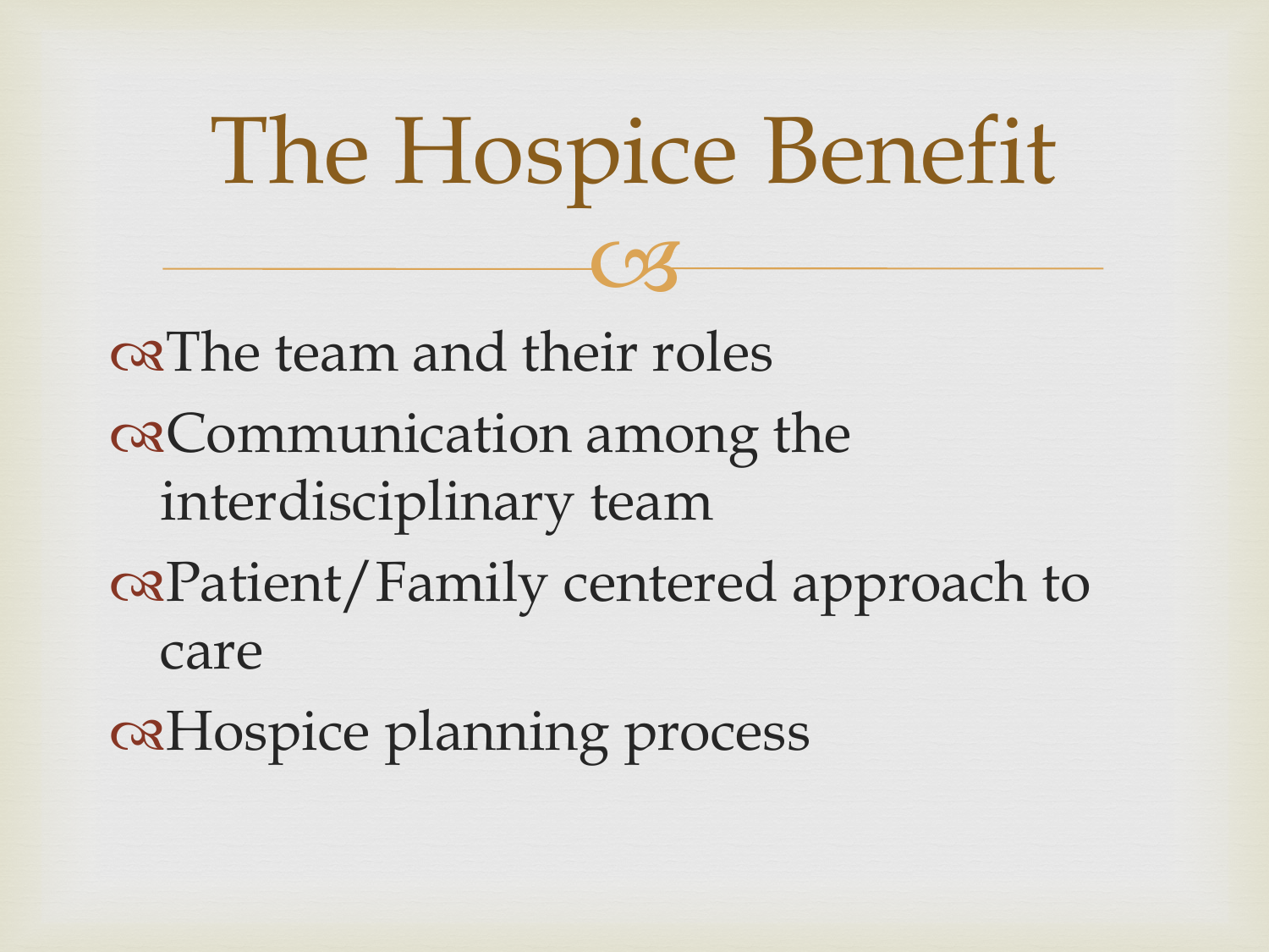# The Hospice Benefit

- The team and their roles
- Communication among the interdisciplinary team
- Patient/Family centered approach to care
- Hospice planning process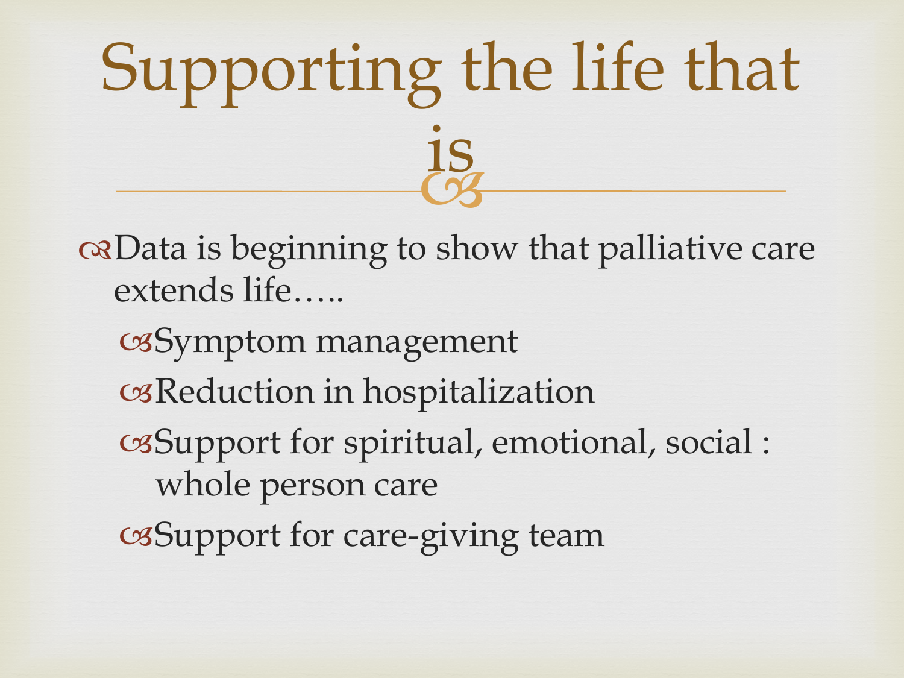# Supporting the life that is

- Data is beginning to show that palliative care extends life…..
  - Symptom management
  - Reduction in hospitalization
  - Support for spiritual, emotional, social : whole person care
  - Support for care-giving team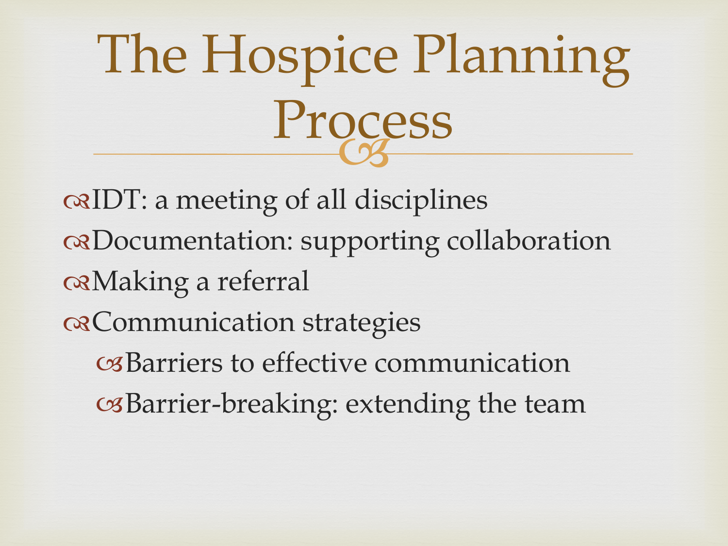# The Hospice Planning Process

- IDT: a meeting of all disciplines
- Documentation: supporting collaboration
- Making a referral
- Communication strategies
  - Barriers to effective communication
  - Barrier-breaking: extending the team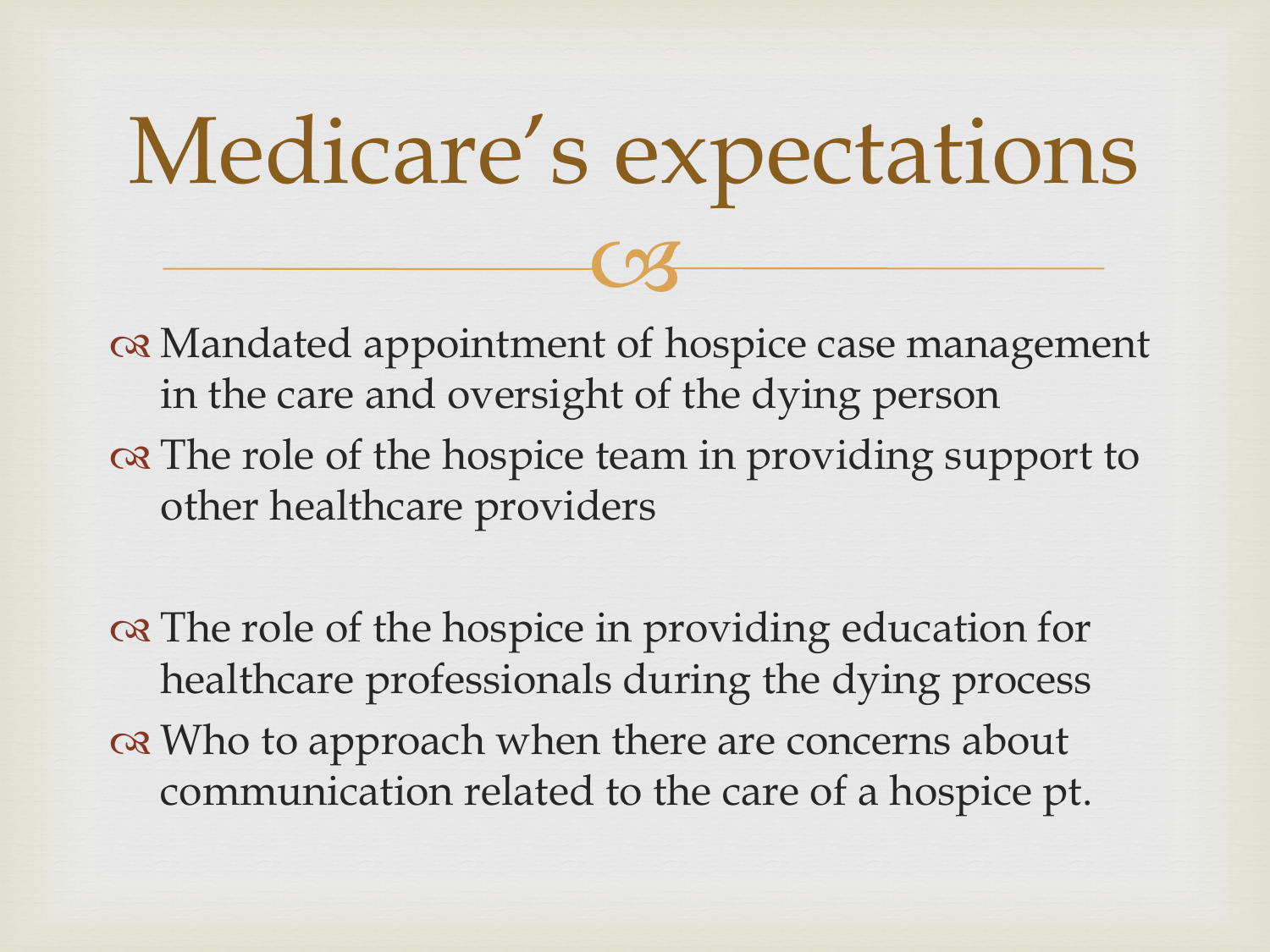# Medicare's expectations

- Mandated appointment of hospice case management in the care and oversight of the dying person
- The role of the hospice team in providing support to other healthcare providers

- The role of the hospice in providing education for healthcare professionals during the dying process
- Who to approach when there are concerns about communication related to the care of a hospice pt.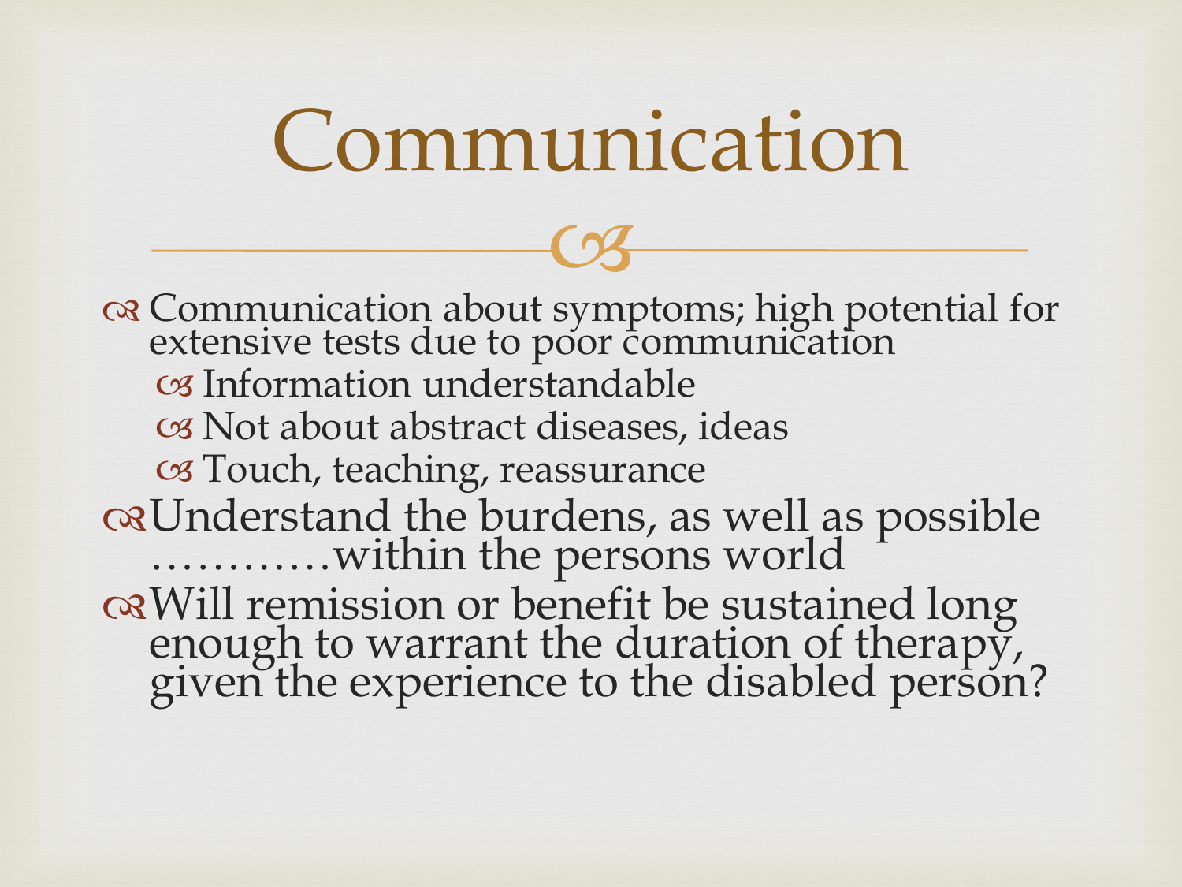# Communication

- Communication about symptoms; high potential for extensive tests due to poor communication
  - Information understandable
  - Not about abstract diseases, ideas
  - Touch, teaching, reassurance
- Understand the burdens, as well as possible …………within the persons world
- Will remission or benefit be sustained long enough to warrant the duration of therapy, given the experience to the disabled person?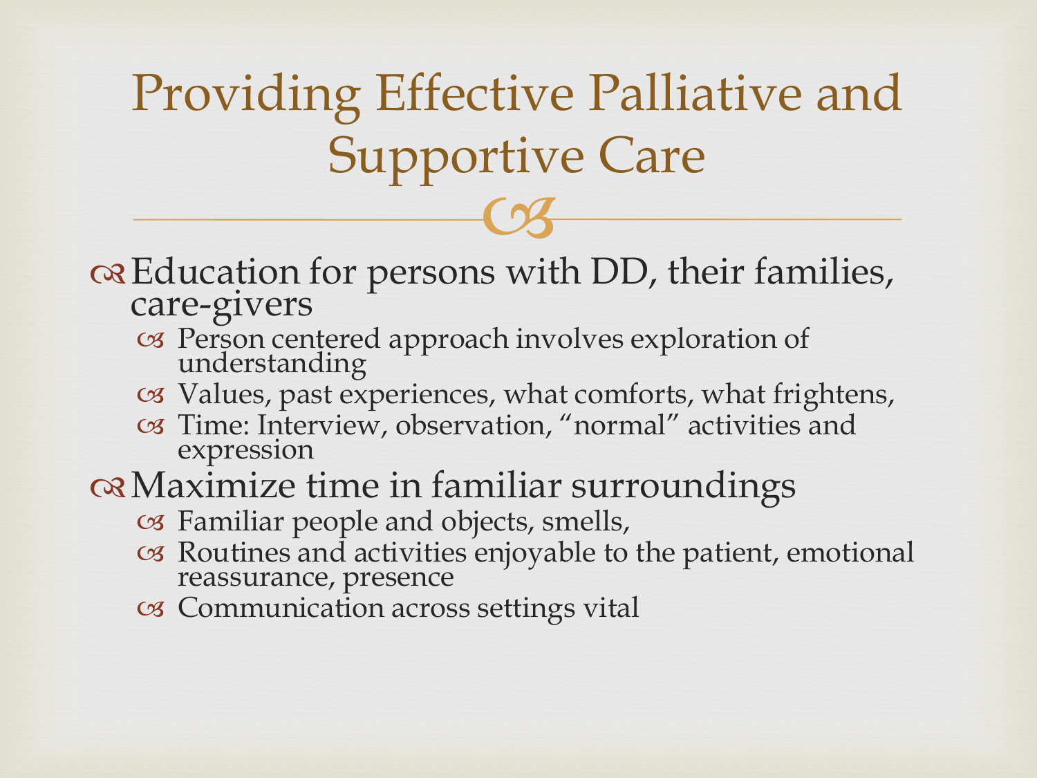# Providing Effective Palliative and Supportive Care

- Education for persons with DD, their families, care-givers
  - Person centered approach involves exploration of understanding
  - Values, past experiences, what comforts, what frightens,
  - Time: Interview, observation, “normal” activities and expression
- Maximize time in familiar surroundings
  - Familiar people and objects, smells,
  - Routines and activities enjoyable to the patient, emotional reassurance, presence
  - Communication across settings vital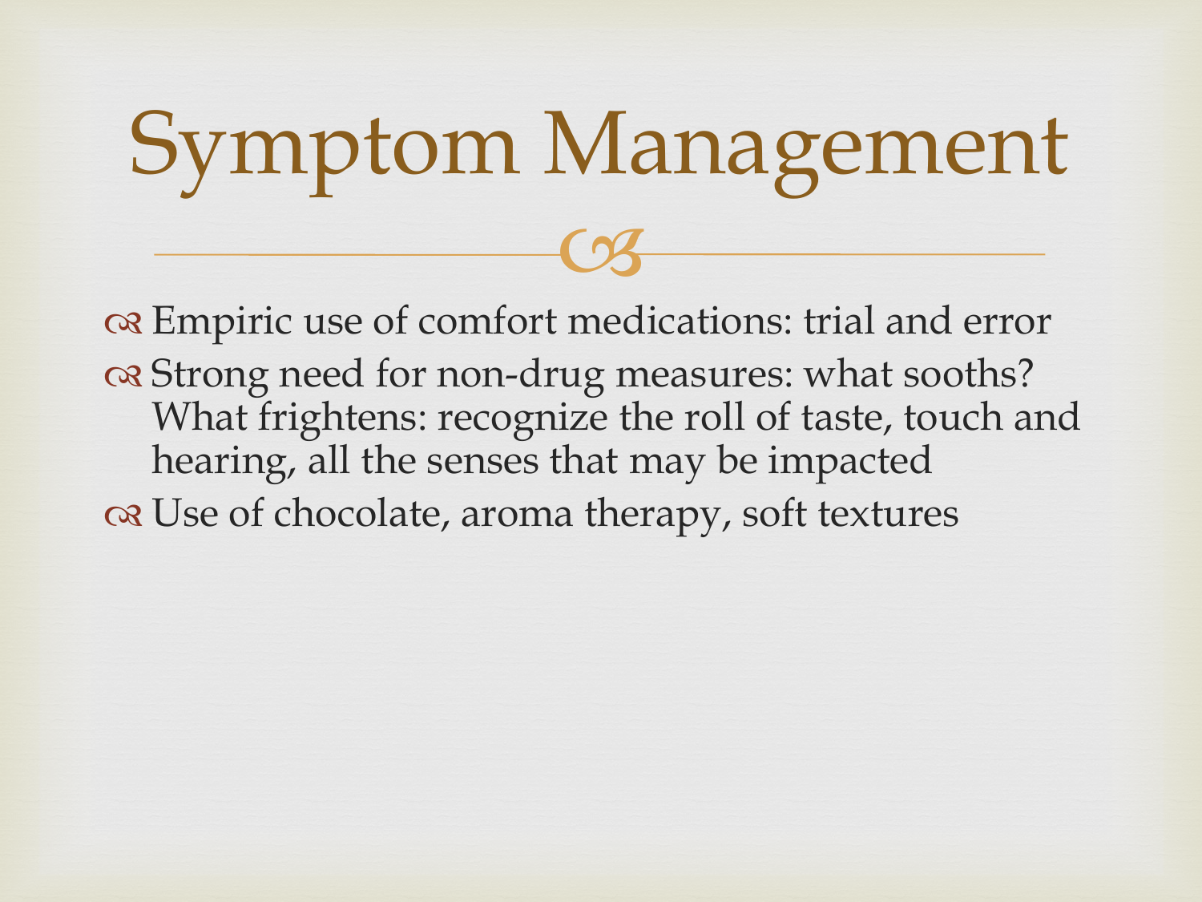# Symptom Management

- Empiric use of comfort medications: trial and error
- Strong need for non-drug measures: what sooths? What frightens: recognize the roll of taste, touch and hearing, all the senses that may be impacted
- Use of chocolate, aroma therapy, soft textures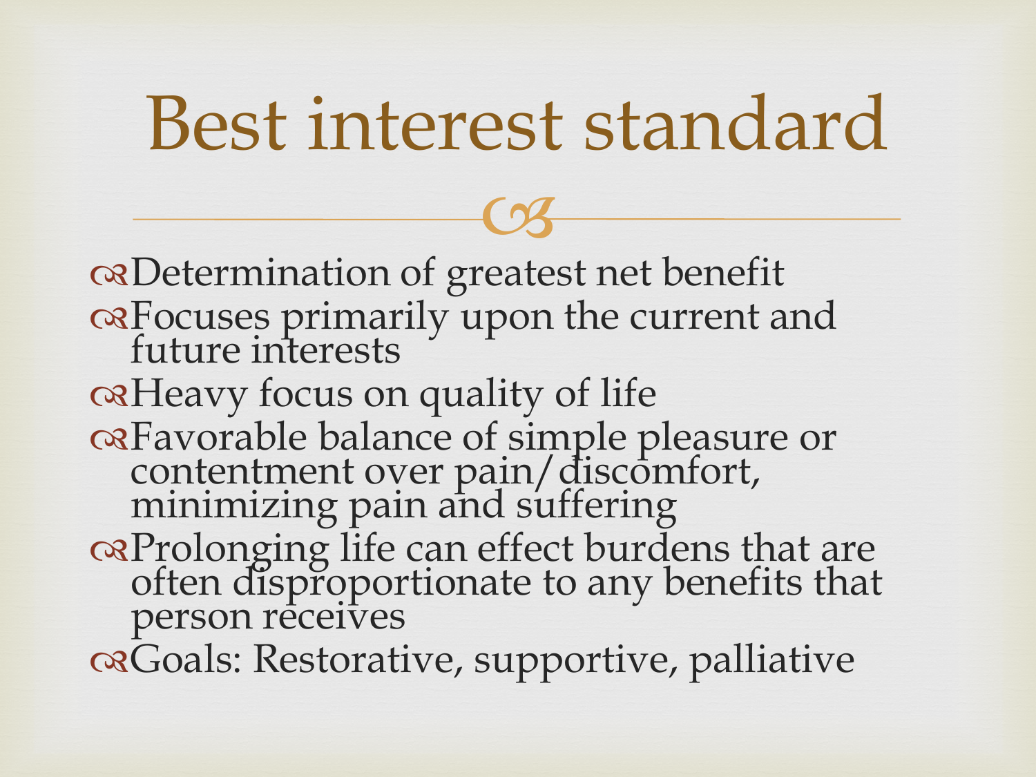# Best interest standard

- Determination of greatest net benefit
- Focuses primarily upon the current and future interests
- Heavy focus on quality of life
- Favorable balance of simple pleasure or contentment over pain/discomfort, minimizing pain and suffering
- Prolonging life can effect burdens that are often disproportionate to any benefits that person receives
- Goals: Restorative, supportive, palliative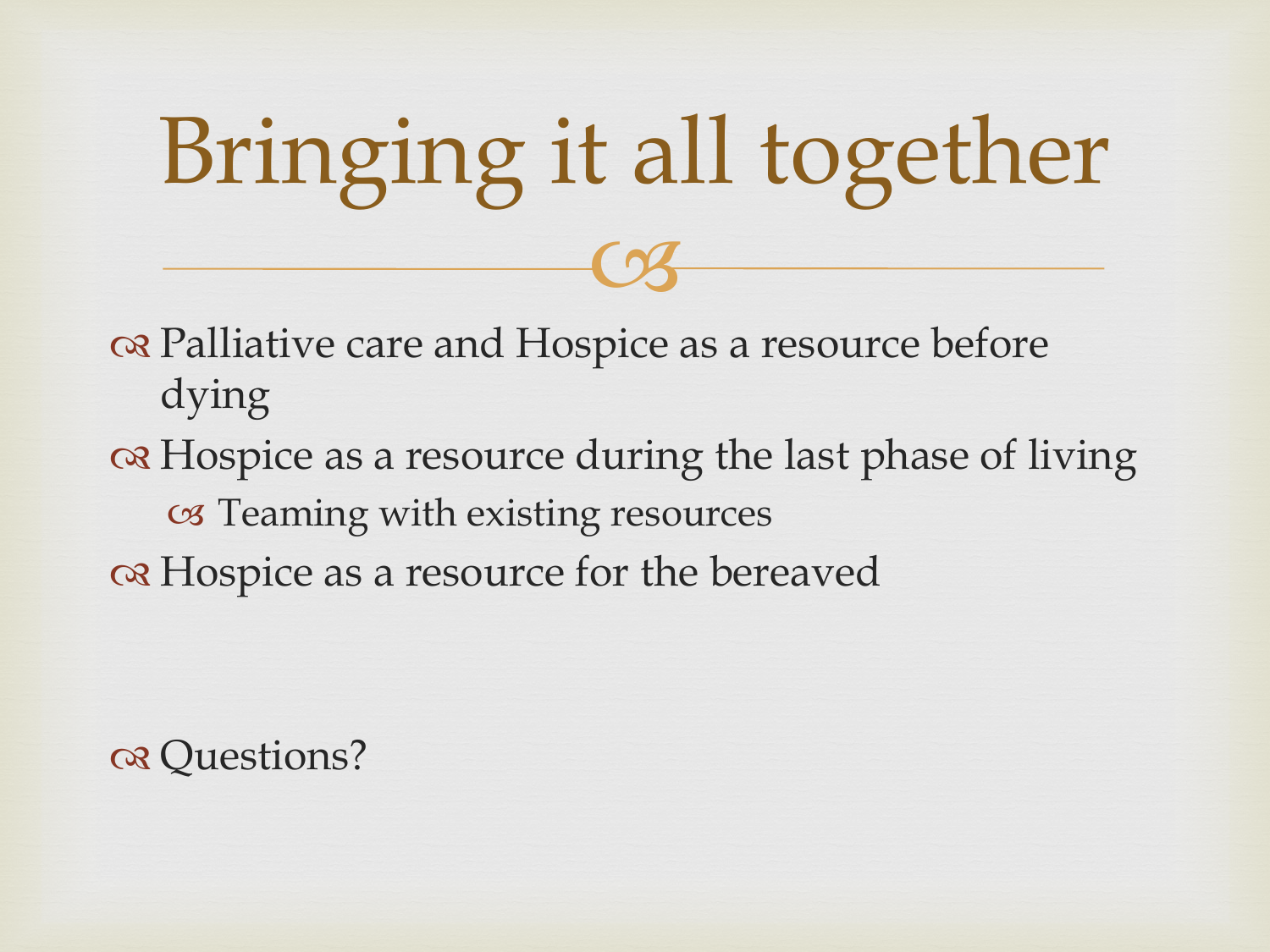# Bringing it all together

- Palliative care and Hospice as a resource before dying
- Hospice as a resource during the last phase of living
  - Teaming with existing resources
- Hospice as a resource for the bereaved

- Questions?